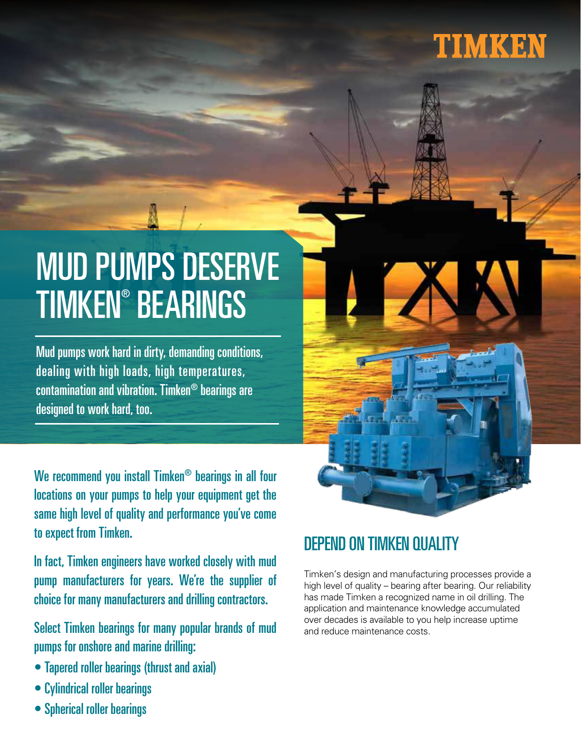TIMKEN

# MUD PUMPS DESERVE TIMKEN® BEARINGS

Mud pumps work hard in dirty, demanding conditions, dealing with high loads, high temperatures, contamination and vibration. Timken® bearings are designed to work hard, too.

We recommend you install Timken® bearings in all four locations on your pumps to help your equipment get the same high level of quality and performance you've come to expect from Timken.

In fact, Timken engineers have worked closely with mud pump manufacturers for years. We're the supplier of choice for many manufacturers and drilling contractors.

Select Timken bearings for many popular brands of mud pumps for onshore and marine drilling:

- Tapered roller bearings (thrust and axial)
- Cylindrical roller bearings
- Spherical roller bearings

## DEPEND ON TIMKEN QUALITY

Timken's design and manufacturing processes provide a high level of quality – bearing after bearing. Our reliability has made Timken a recognized name in oil drilling. The application and maintenance knowledge accumulated over decades is available to you help increase uptime and reduce maintenance costs.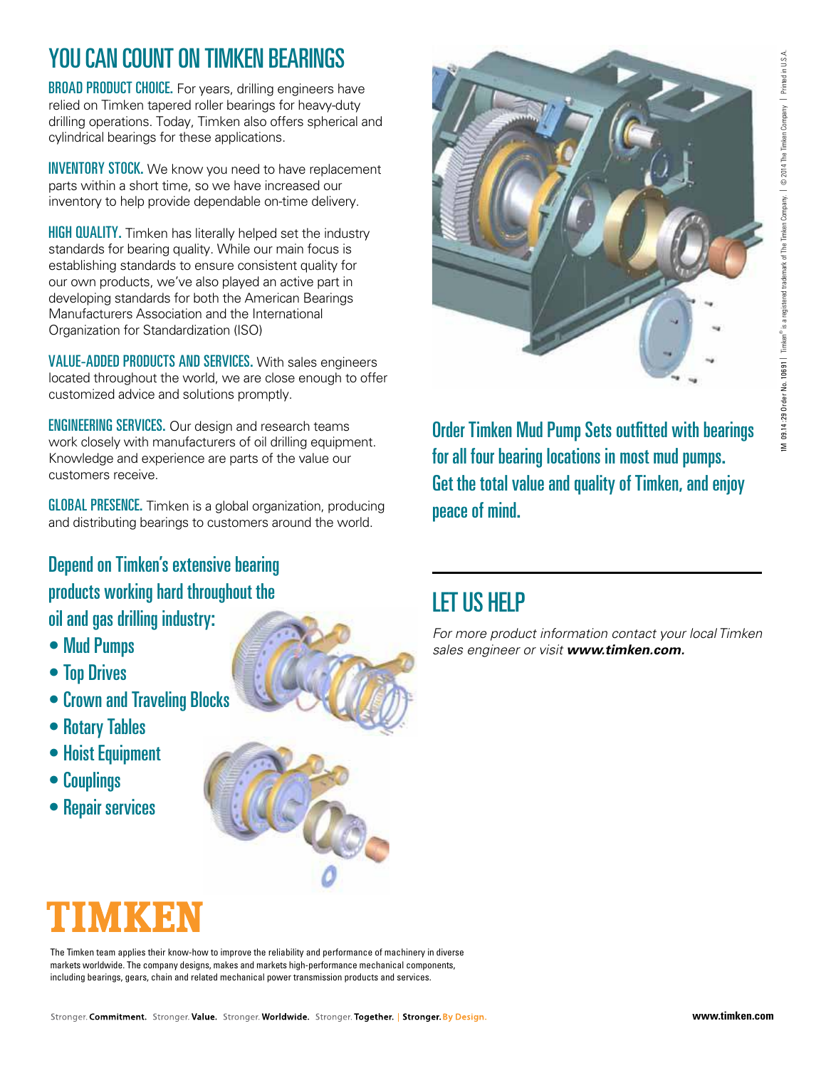# YOU CAN COUNT ON TIMKEN BEARINGS

**BROAD PRODUCT CHOICE.** For years, drilling engineers have relied on Timken tapered roller bearings for heavy-duty drilling operations. Today, Timken also offers spherical and cylindrical bearings for these applications.

**INVENTORY STOCK.** We know you need to have replacement parts within a short time, so we have increased our inventory to help provide dependable on-time delivery.

**HIGH QUALITY.** Timken has literally helped set the industry standards for bearing quality. While our main focus is establishing standards to ensure consistent quality for our own products, we've also played an active part in developing standards for both the American Bearings Manufacturers Association and the International Organization for Standardization (ISO)

**VALUE-ADDED PRODUCTS AND SERVICES.** With sales engineers located throughout the world, we are close enough to offer customized advice and solutions promptly.

**ENGINEERING SERVICES.** Our design and research teams work closely with manufacturers of oil drilling equipment. Knowledge and experience are parts of the value our customers receive.

**GLOBAL PRESENCE.** Timken is a global organization, producing and distributing bearings to customers around the world.

### Depend on Timken's extensive bearing products working hard throughout the oil and gas drilling industry:

- Mud Pumps
- Top Drives
- Crown and Traveling Blocks
- Rotary Tables
- Hoist Equipment
- Couplings
- Repair services

### Order Timken Mud Pump Sets outfitted with bearings for all four bearing locations in most mud pumps. Get the total value and quality of Timken, and enjoy peace of mind.

## LET US HELP

*For more product information contact your local Timken sales engineer or visit **www.timken.com.***

**TIMKEN**

The Timken team applies their know-how to improve the reliability and performance of machinery in diverse markets worldwide. The company designs, makes and markets high-performance mechanical components, including bearings, gears, chain and related mechanical power transmission products and services.

Stronger. **Commitment.** Stronger. **Value.** Stronger. **Worldwide.** Stronger. **Together.** | **Stronger. By Design.**

**www.timken.com**

1M 09.14 :29 Order No. 10691 | Timken® is a registered trademark of The Timken Company. | © 2014 The Timken Company | Printed in U.S.A.